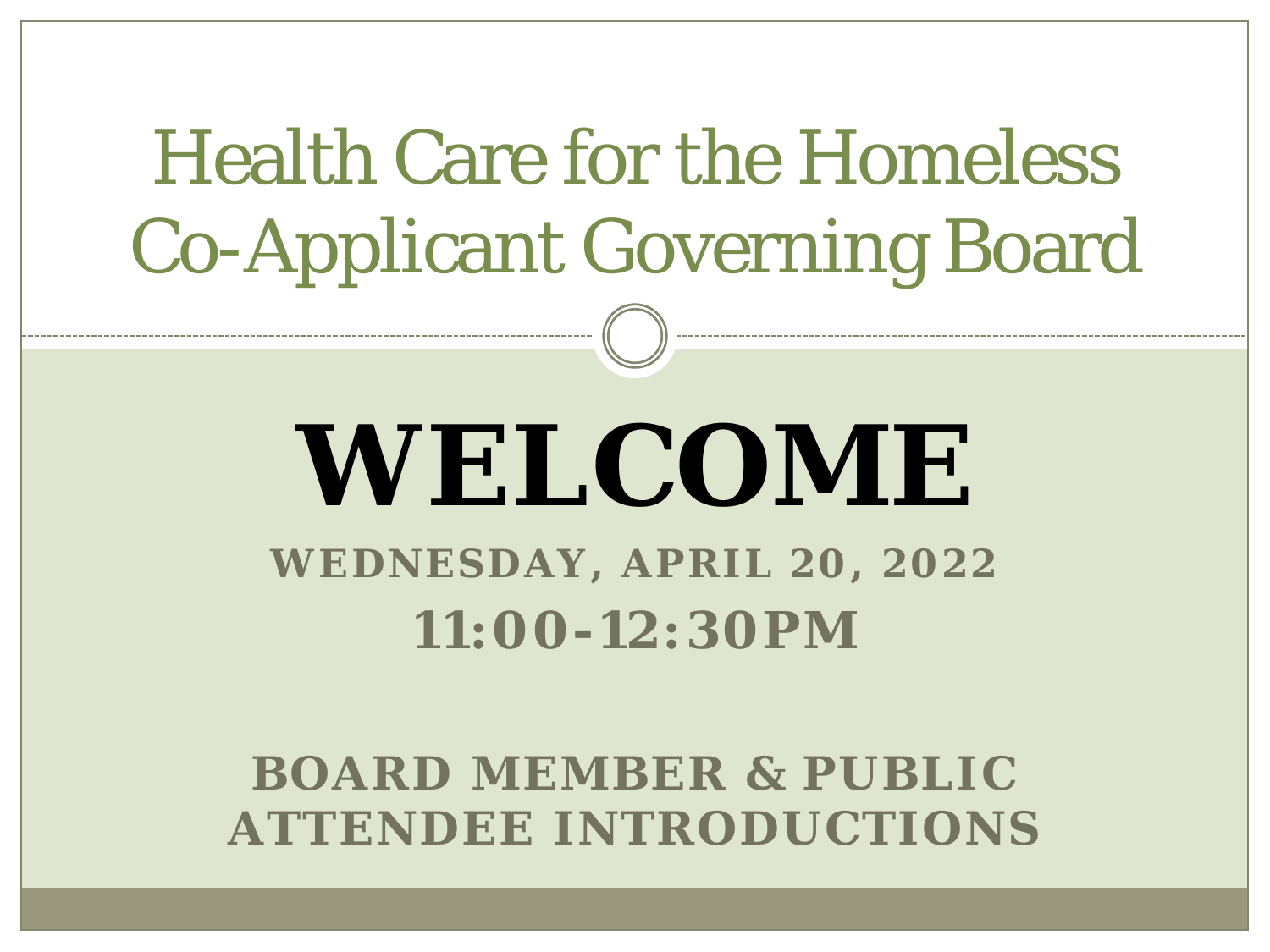# Health Care for the Homeless Co-Applicant Governing Board

# WELCOME

**WEDNESDAY, APRIL 20, 2022**

**11:00-12:30PM**

**BOARD MEMBER & PUBLIC ATTENDEE INTRODUCTIONS**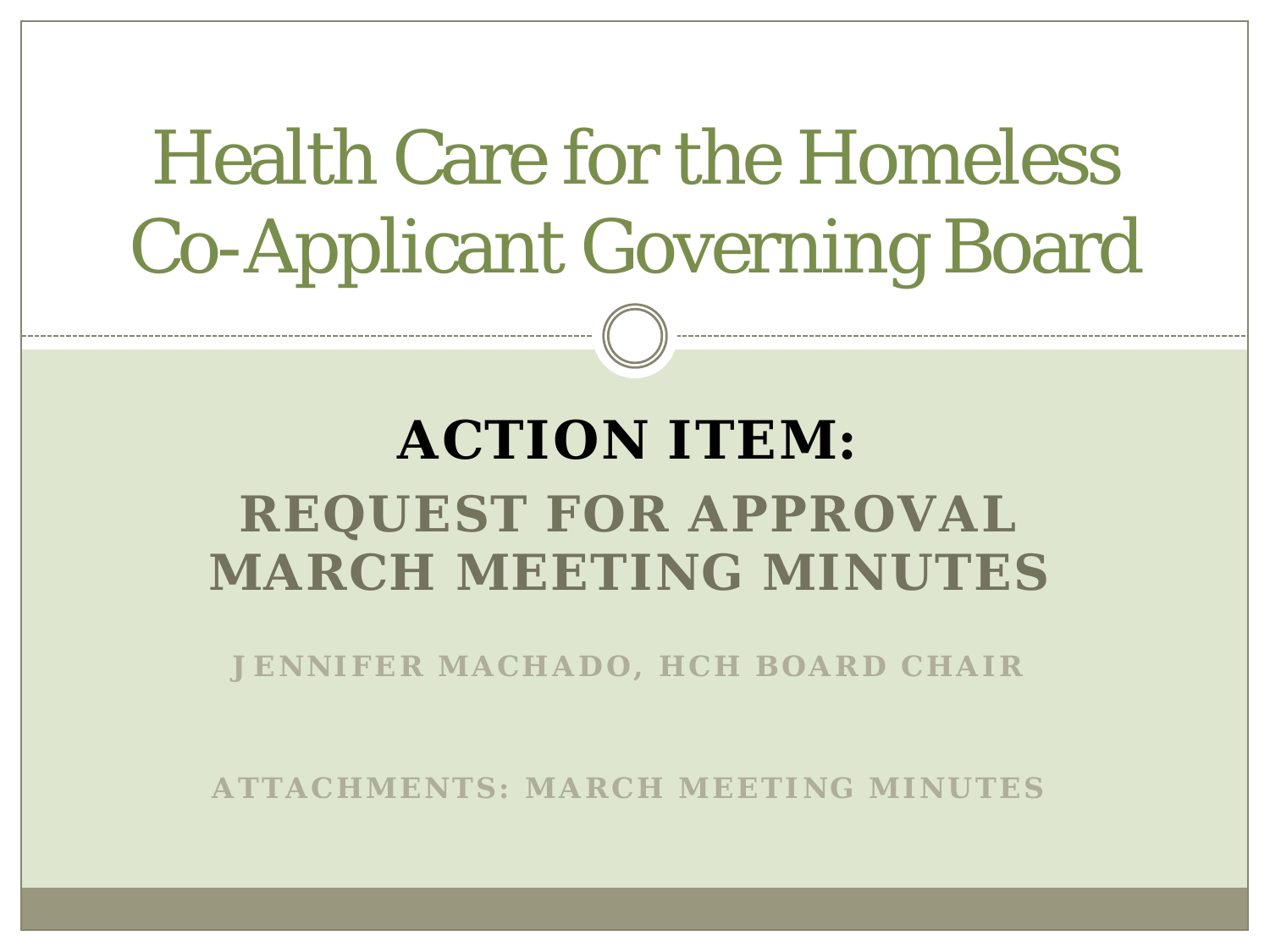# Health Care for the Homeless Co-Applicant Governing Board

## ACTION ITEM:

## REQUEST FOR APPROVAL MARCH MEETING MINUTES

JENNIFER MACHADO, HCH BOARD CHAIR

ATTACHMENTS: MARCH MEETING MINUTES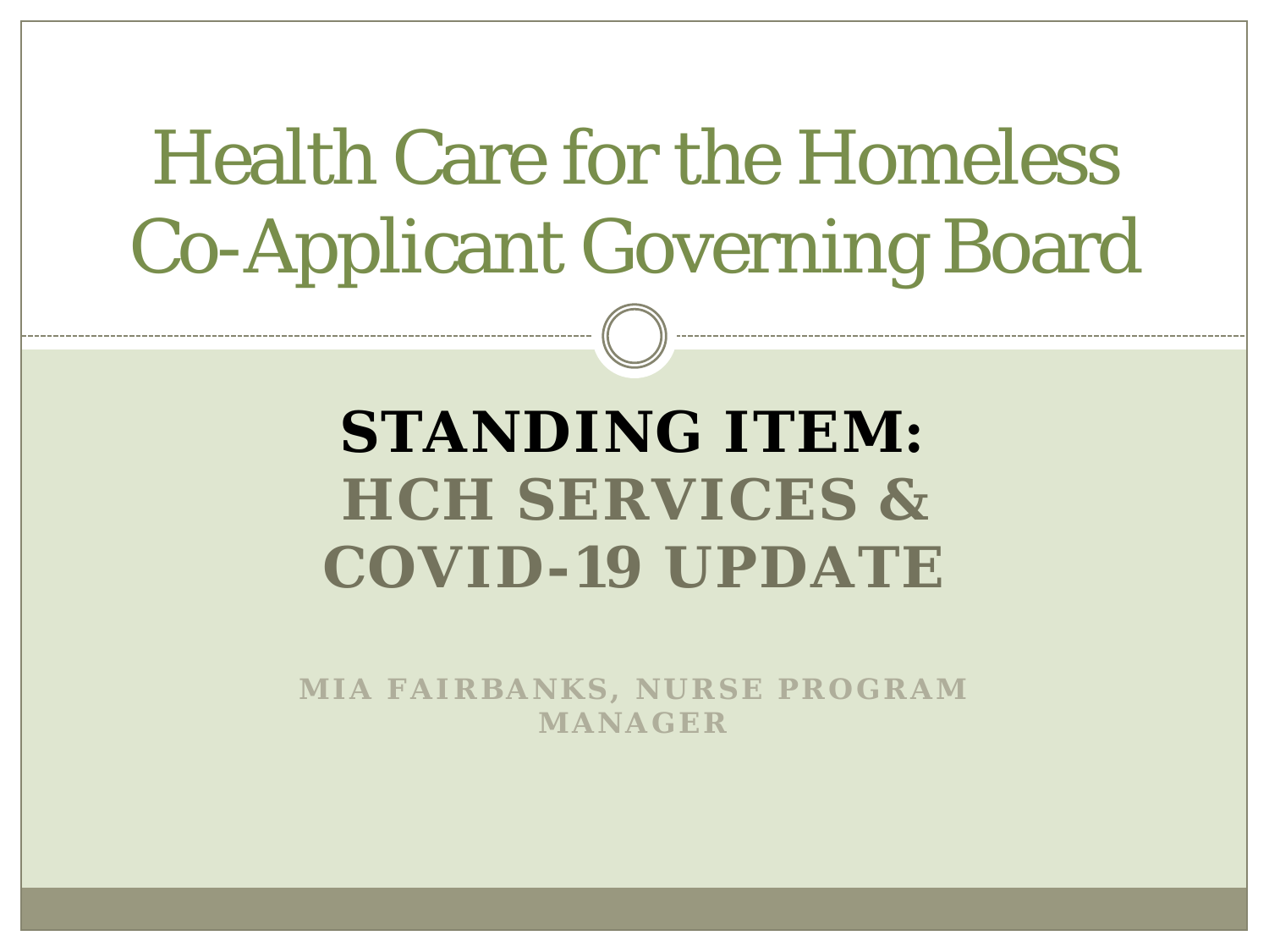# Health Care for the Homeless Co-Applicant Governing Board

## STANDING ITEM: HCH SERVICES & COVID-19 UPDATE

**MIA FAIRBANKS, NURSE PROGRAM MANAGER**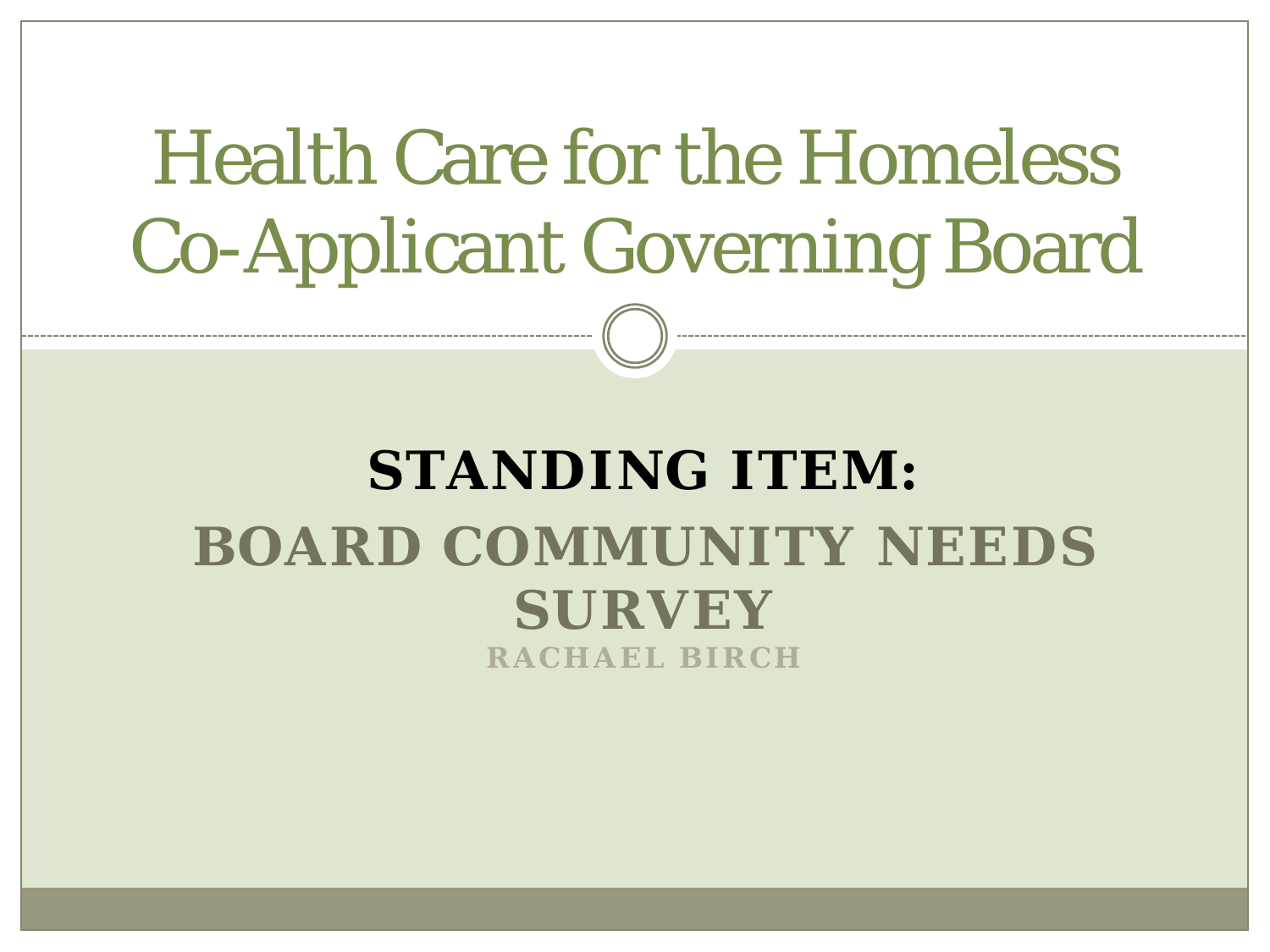# Health Care for the Homeless Co-Applicant Governing Board

## STANDING ITEM:

## BOARD COMMUNITY NEEDS SURVEY

**RACHAEL BIRCH**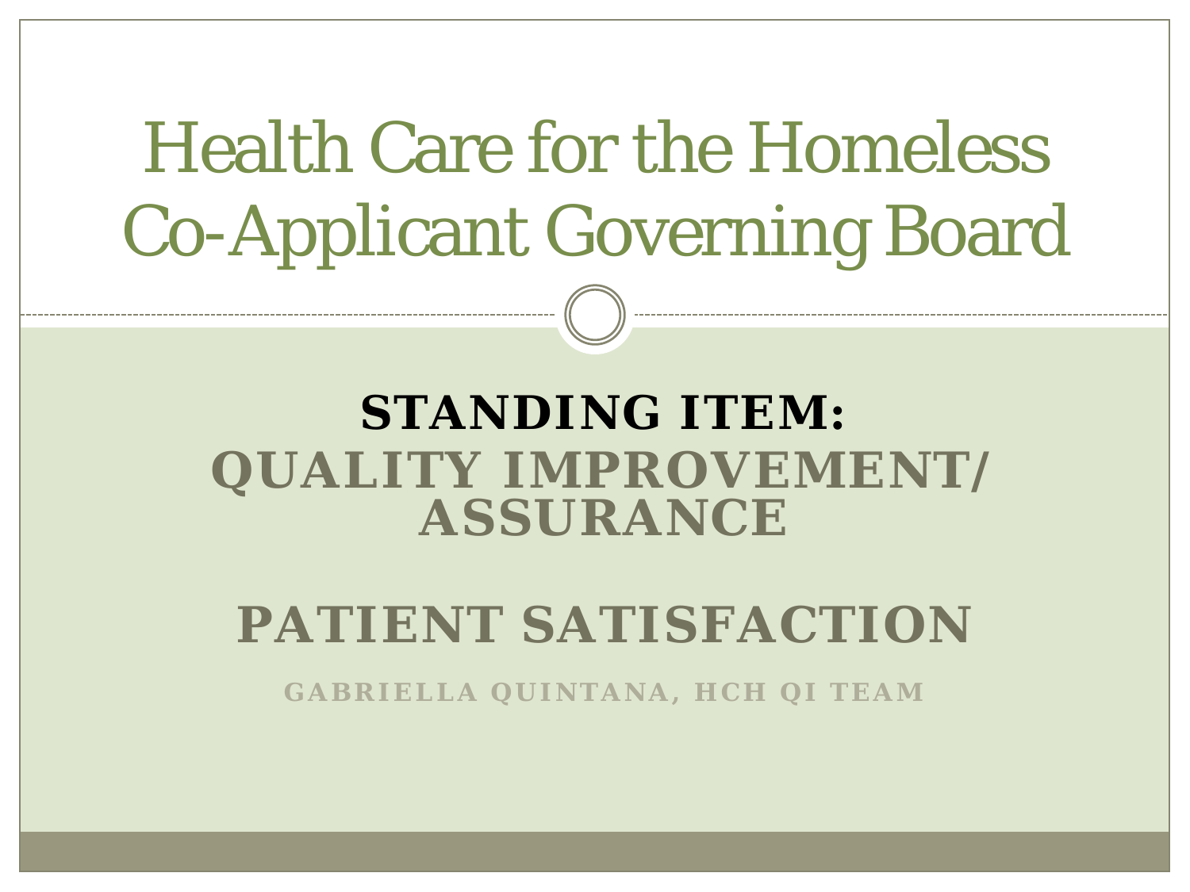# Health Care for the Homeless Co-Applicant Governing Board

## STANDING ITEM:
## QUALITY IMPROVEMENT/ ASSURANCE

## PATIENT SATISFACTION

GABRIELLA QUINTANA, HCH QI TEAM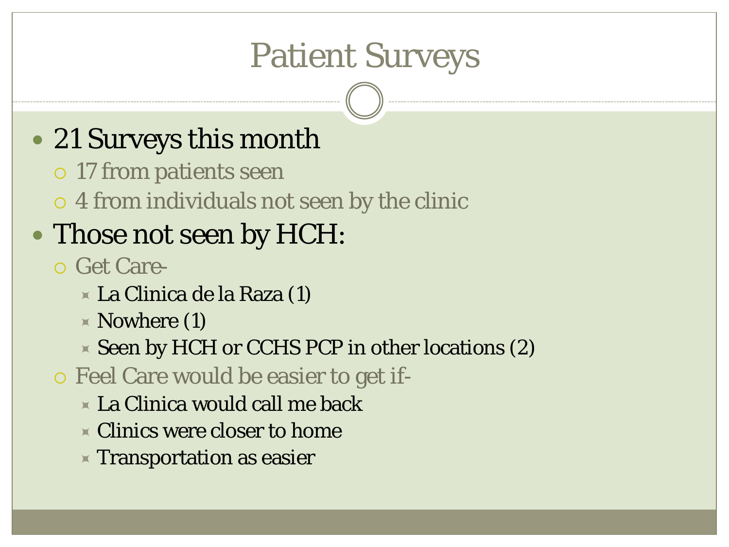# Patient Surveys

- 21 Surveys this month
  - 17 from patients seen
  - 4 from individuals not seen by the clinic
- Those not seen by HCH:
  - Get Care-
    - La Clinica de la Raza (1)
    - Nowhere (1)
    - Seen by HCH or CCHS PCP in other locations (2)
  - Feel Care would be easier to get if-
    - La Clinica would call me back
    - Clinics were closer to home
    - Transportation as easier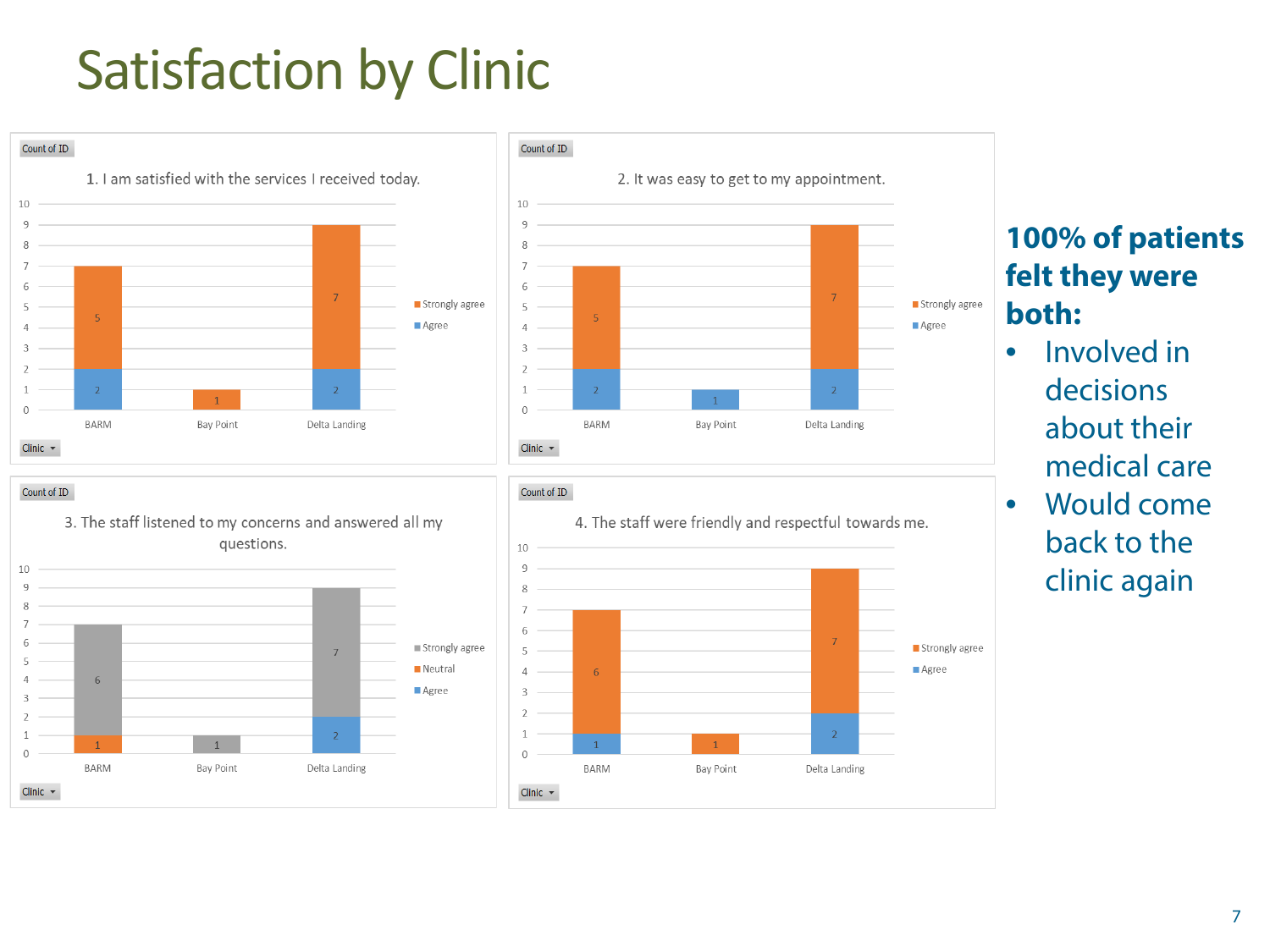# Satisfaction by Clinic

**1. I am satisfied with the services I received today.** (Count of ID)

| Clinic | Agree | Strongly agree |
|---|---|---|
| BARM | 2 | 5 |
| Bay Point | | 1 |
| Delta Landing | 2 | 7 |

**2. It was easy to get to my appointment.** (Count of ID)

| Clinic | Agree | Strongly agree |
|---|---|---|
| BARM | 2 | 5 |
| Bay Point | 1 | |
| Delta Landing | 2 | 7 |

**3. The staff listened to my concerns and answered all my questions.** (Count of ID)

| Clinic | Agree | Neutral | Strongly agree |
|---|---|---|---|
| BARM | | 1 | 6 |
| Bay Point | | | 1 |
| Delta Landing | 2 | | 7 |

**4. The staff were friendly and respectful towards me.** (Count of ID)

| Clinic | Agree | Strongly agree |
|---|---|---|
| BARM | 1 | 6 |
| Bay Point | | 1 |
| Delta Landing | 2 | 7 |

**100% of patients felt they were both:**

- Involved in decisions about their medical care
- Would come back to the clinic again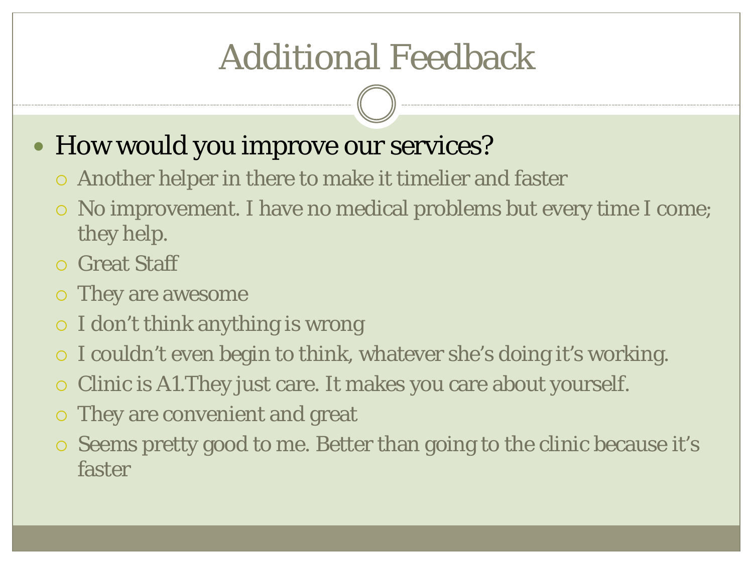# Additional Feedback

- How would you improve our services?
  - Another helper in there to make it timelier and faster
  - No improvement. I have no medical problems but every time I come; they help.
  - Great Staff
  - They are awesome
  - I don’t think anything is wrong
  - I couldn’t even begin to think, whatever she’s doing it’s working.
  - Clinic is A1.They just care. It makes you care about yourself.
  - They are convenient and great
  - Seems pretty good to me. Better than going to the clinic because it’s faster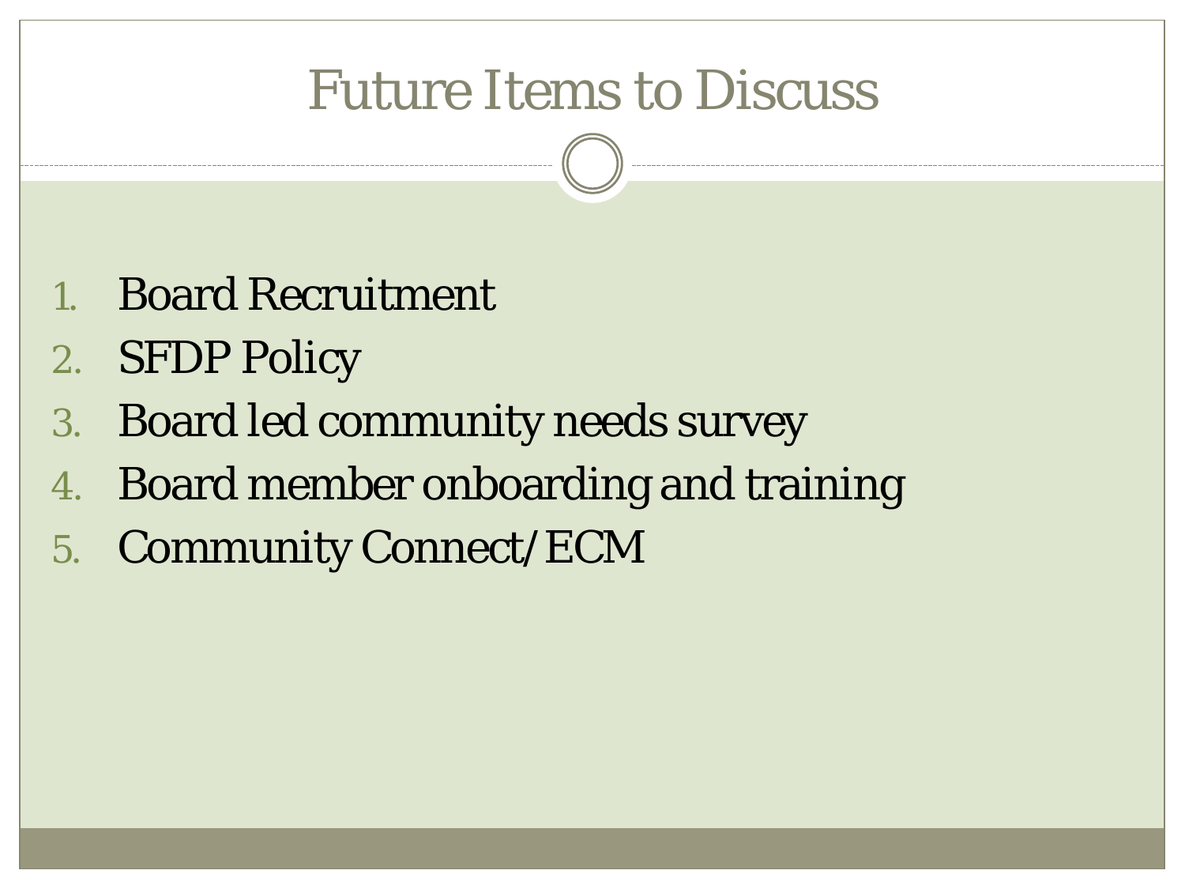# Future Items to Discuss

1. Board Recruitment
2. SFDP Policy
3. Board led community needs survey
4. Board member onboarding and training
5. Community Connect/ECM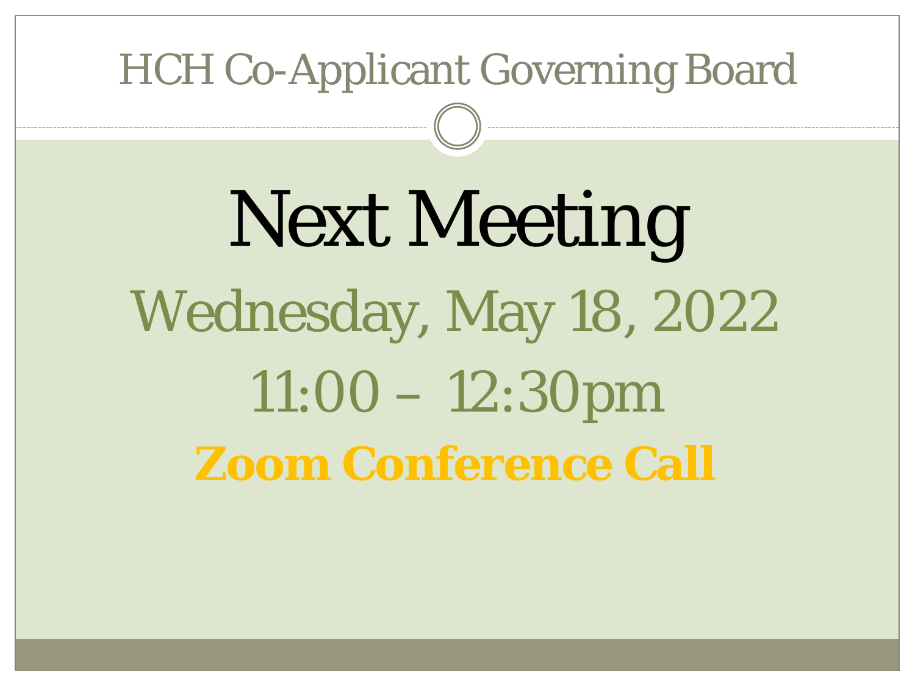HCH Co-Applicant Governing Board

# Next Meeting

## Wednesday, May 18, 2022

## 11:00 – 12:30pm

**Zoom Conference Call**